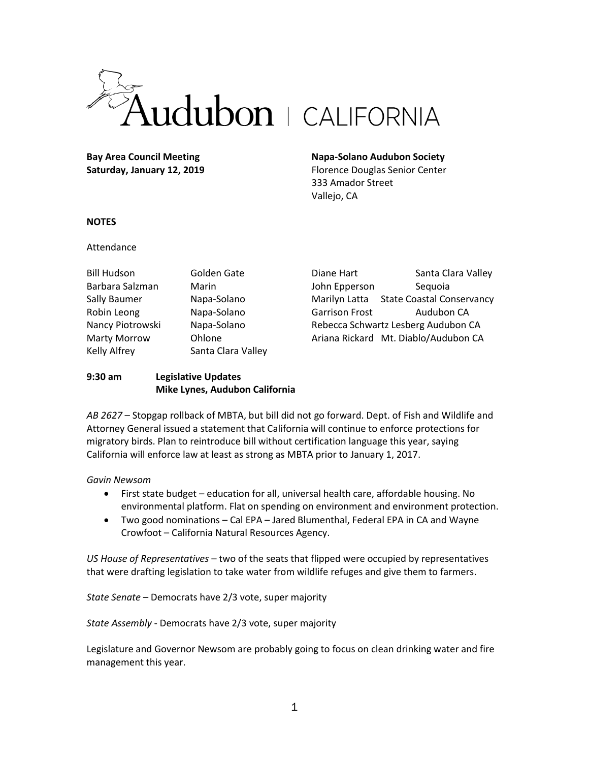Audubon | CALIFORNIA

**Bay Area Council Meeting**
**Saturday, January 12, 2019**

**Napa-Solano Audubon Society**
Florence Douglas Senior Center
333 Amador Street
Vallejo, CA

**NOTES**

Attendance

| | |
|---|---|
| Bill Hudson | Golden Gate |
| Barbara Salzman | Marin |
| Sally Baumer | Napa-Solano |
| Robin Leong | Napa-Solano |
| Nancy Piotrowski | Napa-Solano |
| Marty Morrow | Ohlone |
| Kelly Alfrey | Santa Clara Valley |
| Diane Hart | Santa Clara Valley |
| John Epperson | Sequoia |
| Marilyn Latta | State Coastal Conservancy |
| Garrison Frost | Audubon CA |
| Rebecca Schwartz Lesberg | Audubon CA |
| Ariana Rickard | Mt. Diablo/Audubon CA |

**9:30 am Legislative Updates**
**Mike Lynes, Audubon California**

*AB 2627* – Stopgap rollback of MBTA, but bill did not go forward. Dept. of Fish and Wildlife and Attorney General issued a statement that California will continue to enforce protections for migratory birds. Plan to reintroduce bill without certification language this year, saying California will enforce law at least as strong as MBTA prior to January 1, 2017.

*Gavin Newsom*

- First state budget – education for all, universal health care, affordable housing. No environmental platform. Flat on spending on environment and environment protection.
- Two good nominations – Cal EPA – Jared Blumenthal, Federal EPA in CA and Wayne Crowfoot – California Natural Resources Agency.

*US House of Representatives* – two of the seats that flipped were occupied by representatives that were drafting legislation to take water from wildlife refuges and give them to farmers.

*State Senate* – Democrats have 2/3 vote, super majority

*State Assembly* - Democrats have 2/3 vote, super majority

Legislature and Governor Newsom are probably going to focus on clean drinking water and fire management this year.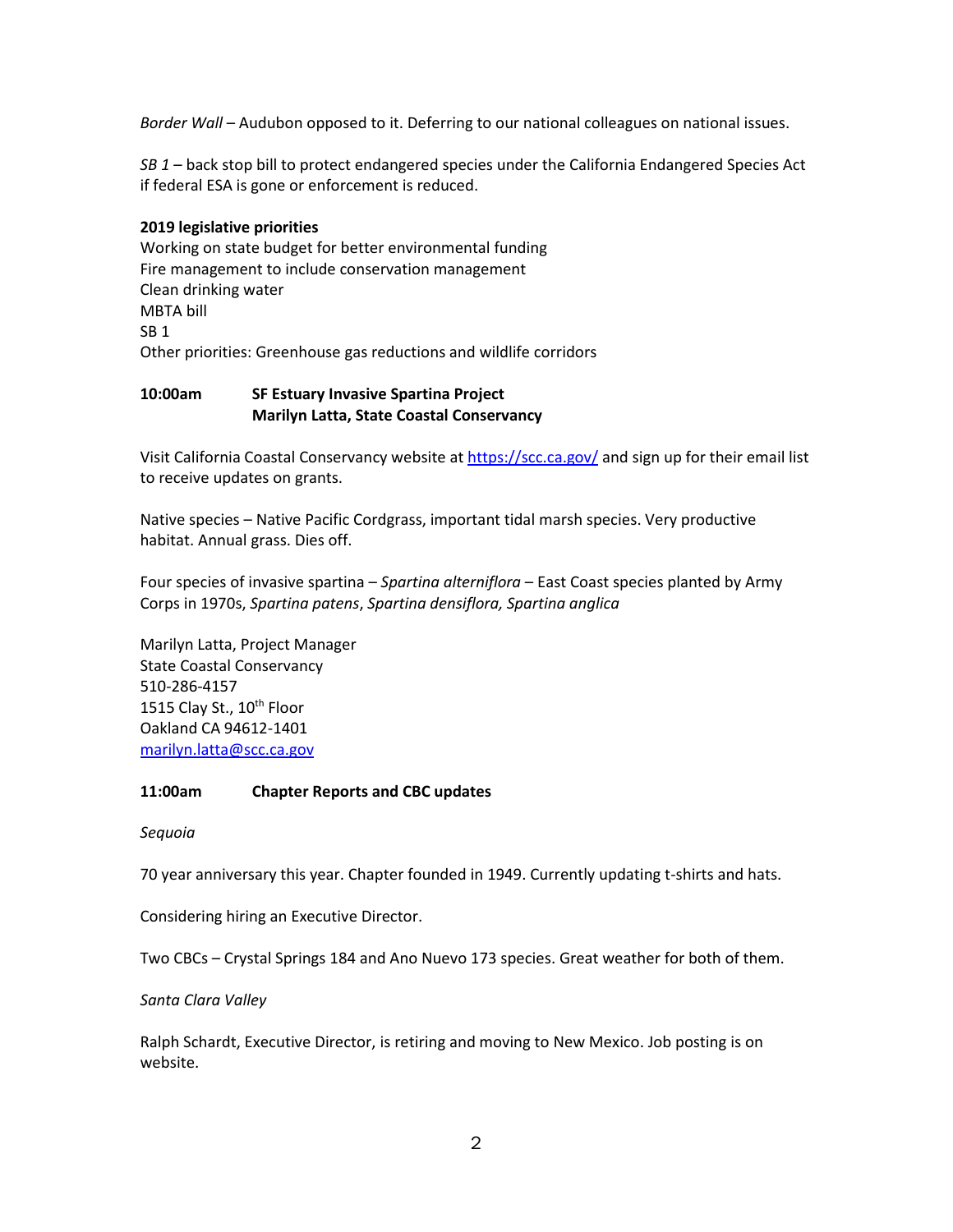*Border Wall* – Audubon opposed to it. Deferring to our national colleagues on national issues.

*SB 1* – back stop bill to protect endangered species under the California Endangered Species Act if federal ESA is gone or enforcement is reduced.

**2019 legislative priorities**
Working on state budget for better environmental funding
Fire management to include conservation management
Clean drinking water
MBTA bill
SB 1
Other priorities: Greenhouse gas reductions and wildlife corridors

**10:00am SF Estuary Invasive Spartina Project**
**Marilyn Latta, State Coastal Conservancy**

Visit California Coastal Conservancy website at [https://scc.ca.gov/](https://scc.ca.gov/) and sign up for their email list to receive updates on grants.

Native species – Native Pacific Cordgrass, important tidal marsh species. Very productive habitat. Annual grass. Dies off.

Four species of invasive spartina – *Spartina alterniflora* – East Coast species planted by Army Corps in 1970s, *Spartina patens*, *Spartina densiflora, Spartina anglica*

Marilyn Latta, Project Manager
State Coastal Conservancy
510-286-4157
1515 Clay St., 10th Floor
Oakland CA 94612-1401
[marilyn.latta@scc.ca.gov](mailto:marilyn.latta@scc.ca.gov)

**11:00am Chapter Reports and CBC updates**

*Sequoia*

70 year anniversary this year. Chapter founded in 1949. Currently updating t-shirts and hats.

Considering hiring an Executive Director.

Two CBCs – Crystal Springs 184 and Ano Nuevo 173 species. Great weather for both of them.

*Santa Clara Valley*

Ralph Schardt, Executive Director, is retiring and moving to New Mexico. Job posting is on website.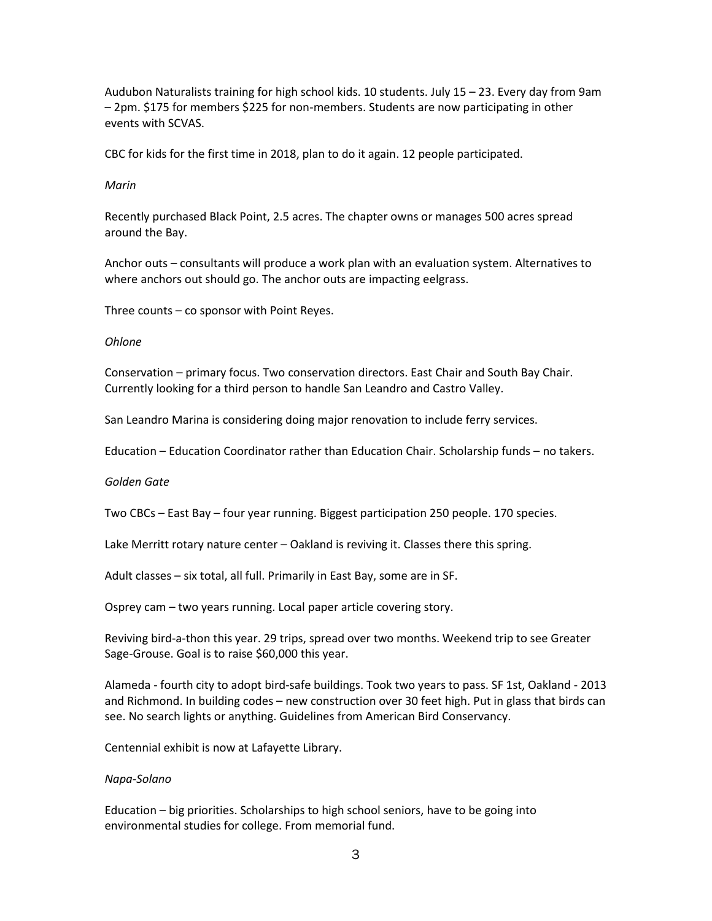Audubon Naturalists training for high school kids. 10 students. July 15 – 23. Every day from 9am – 2pm. $175 for members $225 for non-members. Students are now participating in other events with SCVAS.

CBC for kids for the first time in 2018, plan to do it again. 12 people participated.

*Marin*

Recently purchased Black Point, 2.5 acres. The chapter owns or manages 500 acres spread around the Bay.

Anchor outs – consultants will produce a work plan with an evaluation system. Alternatives to where anchors out should go. The anchor outs are impacting eelgrass.

Three counts – co sponsor with Point Reyes.

*Ohlone*

Conservation – primary focus. Two conservation directors. East Chair and South Bay Chair. Currently looking for a third person to handle San Leandro and Castro Valley.

San Leandro Marina is considering doing major renovation to include ferry services.

Education – Education Coordinator rather than Education Chair. Scholarship funds – no takers.

*Golden Gate*

Two CBCs – East Bay – four year running. Biggest participation 250 people. 170 species.

Lake Merritt rotary nature center – Oakland is reviving it. Classes there this spring.

Adult classes – six total, all full. Primarily in East Bay, some are in SF.

Osprey cam – two years running. Local paper article covering story.

Reviving bird-a-thon this year. 29 trips, spread over two months. Weekend trip to see Greater Sage-Grouse. Goal is to raise $60,000 this year.

Alameda - fourth city to adopt bird-safe buildings. Took two years to pass. SF 1st, Oakland - 2013 and Richmond. In building codes – new construction over 30 feet high. Put in glass that birds can see. No search lights or anything. Guidelines from American Bird Conservancy.

Centennial exhibit is now at Lafayette Library.

*Napa-Solano*

Education – big priorities. Scholarships to high school seniors, have to be going into environmental studies for college. From memorial fund.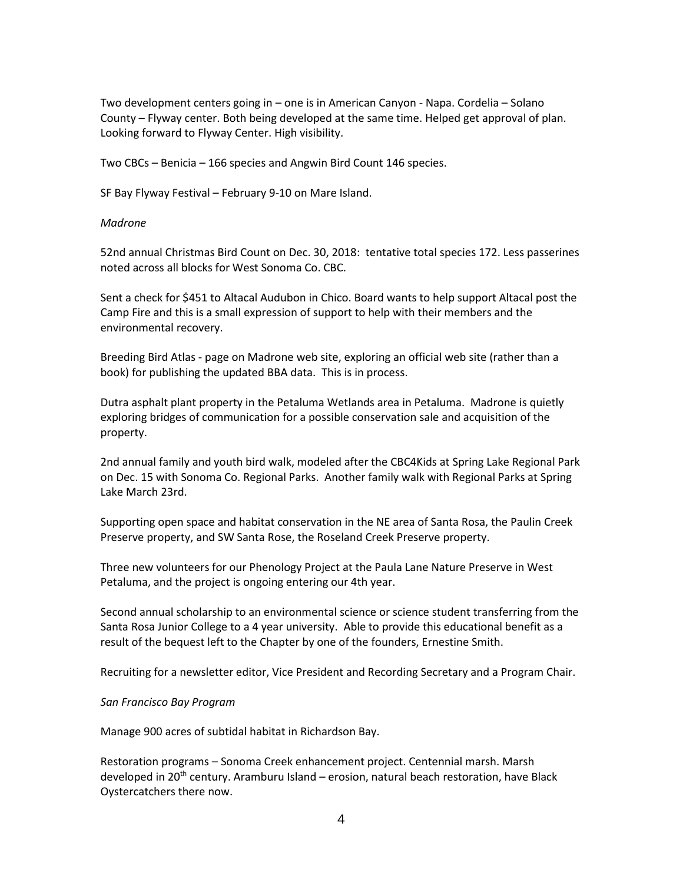Two development centers going in – one is in American Canyon - Napa. Cordelia – Solano County – Flyway center. Both being developed at the same time. Helped get approval of plan. Looking forward to Flyway Center. High visibility.

Two CBCs – Benicia – 166 species and Angwin Bird Count 146 species.

SF Bay Flyway Festival – February 9-10 on Mare Island.

*Madrone*

52nd annual Christmas Bird Count on Dec. 30, 2018: tentative total species 172. Less passerines noted across all blocks for West Sonoma Co. CBC.

Sent a check for $451 to Altacal Audubon in Chico. Board wants to help support Altacal post the Camp Fire and this is a small expression of support to help with their members and the environmental recovery.

Breeding Bird Atlas - page on Madrone web site, exploring an official web site (rather than a book) for publishing the updated BBA data. This is in process.

Dutra asphalt plant property in the Petaluma Wetlands area in Petaluma. Madrone is quietly exploring bridges of communication for a possible conservation sale and acquisition of the property.

2nd annual family and youth bird walk, modeled after the CBC4Kids at Spring Lake Regional Park on Dec. 15 with Sonoma Co. Regional Parks. Another family walk with Regional Parks at Spring Lake March 23rd.

Supporting open space and habitat conservation in the NE area of Santa Rosa, the Paulin Creek Preserve property, and SW Santa Rose, the Roseland Creek Preserve property.

Three new volunteers for our Phenology Project at the Paula Lane Nature Preserve in West Petaluma, and the project is ongoing entering our 4th year.

Second annual scholarship to an environmental science or science student transferring from the Santa Rosa Junior College to a 4 year university. Able to provide this educational benefit as a result of the bequest left to the Chapter by one of the founders, Ernestine Smith.

Recruiting for a newsletter editor, Vice President and Recording Secretary and a Program Chair.

*San Francisco Bay Program*

Manage 900 acres of subtidal habitat in Richardson Bay.

Restoration programs – Sonoma Creek enhancement project. Centennial marsh. Marsh developed in 20th century. Aramburu Island – erosion, natural beach restoration, have Black Oystercatchers there now.